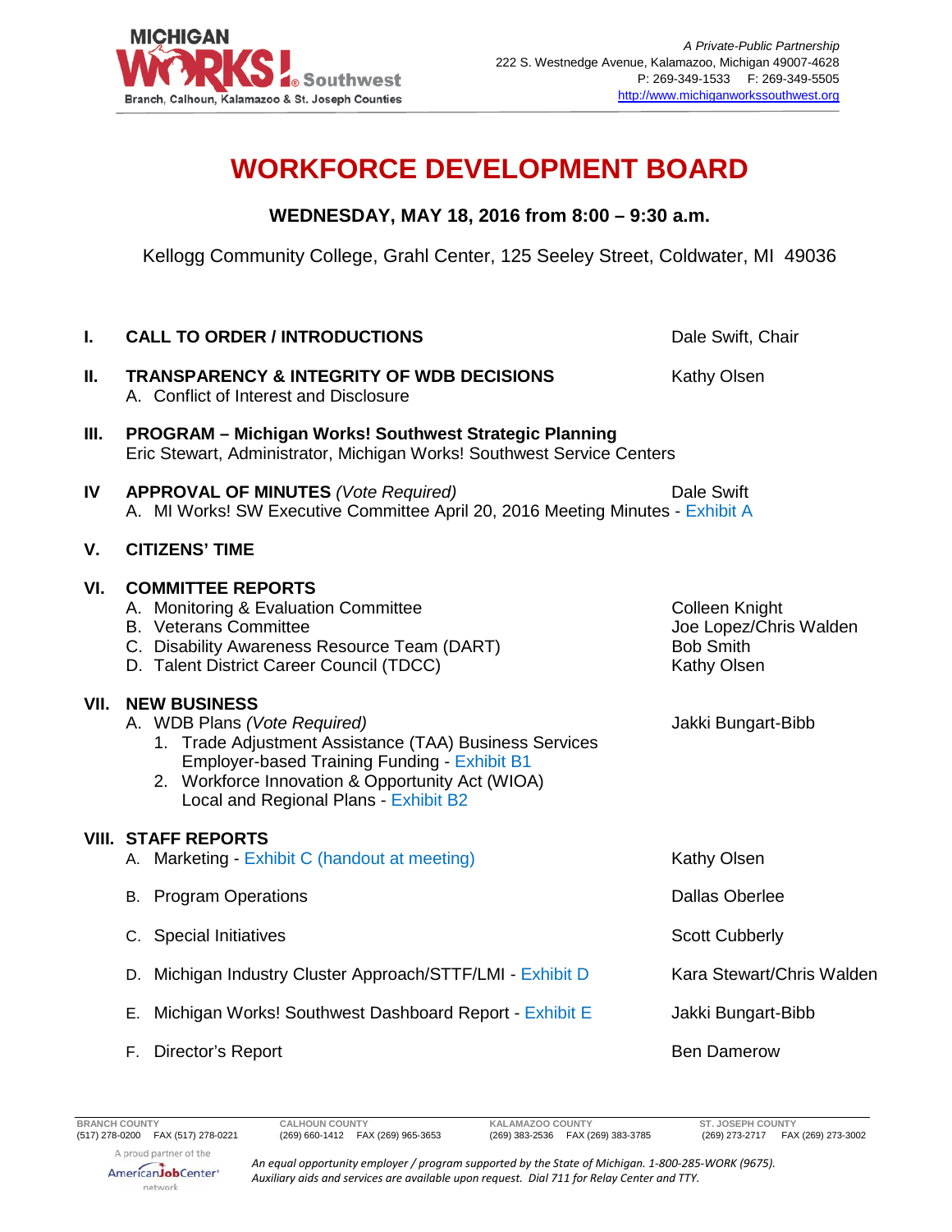Michigan Works! Southwest
Branch, Calhoun, Kalamazoo & St. Joseph Counties

*A Private-Public Partnership*
222 S. Westnedge Avenue, Kalamazoo, Michigan 49007-4628
P: 269-349-1533 F: 269-349-5505
http://www.michiganworkssouthwest.org

# WORKFORCE DEVELOPMENT BOARD

**WEDNESDAY, MAY 18, 2016 from 8:00 – 9:30 a.m.**

Kellogg Community College, Grahl Center, 125 Seeley Street, Coldwater, MI 49036

**I. CALL TO ORDER / INTRODUCTIONS** — Dale Swift, Chair

**II. TRANSPARENCY & INTEGRITY OF WDB DECISIONS** — Kathy Olsen
- A. Conflict of Interest and Disclosure

**III. PROGRAM – Michigan Works! Southwest Strategic Planning**
Eric Stewart, Administrator, Michigan Works! Southwest Service Centers

**IV APPROVAL OF MINUTES** *(Vote Required)* — Dale Swift
- A. MI Works! SW Executive Committee April 20, 2016 Meeting Minutes - Exhibit A

**V. CITIZENS' TIME**

**VI. COMMITTEE REPORTS**
- A. Monitoring & Evaluation Committee — Colleen Knight
- B. Veterans Committee — Joe Lopez/Chris Walden
- C. Disability Awareness Resource Team (DART) — Bob Smith
- D. Talent District Career Council (TDCC) — Kathy Olsen

**VII. NEW BUSINESS**
- A. WDB Plans *(Vote Required)* — Jakki Bungart-Bibb
  1. Trade Adjustment Assistance (TAA) Business Services Employer-based Training Funding - Exhibit B1
  2. Workforce Innovation & Opportunity Act (WIOA) Local and Regional Plans - Exhibit B2

**VIII. STAFF REPORTS**
- A. Marketing - Exhibit C (handout at meeting) — Kathy Olsen
- B. Program Operations — Dallas Oberlee
- C. Special Initiatives — Scott Cubberly
- D. Michigan Industry Cluster Approach/STTF/LMI - Exhibit D — Kara Stewart/Chris Walden
- E. Michigan Works! Southwest Dashboard Report - Exhibit E — Jakki Bungart-Bibb
- F. Director's Report — Ben Damerow

| BRANCH COUNTY | CALHOUN COUNTY | KALAMAZOO COUNTY | ST. JOSEPH COUNTY |
|---|---|---|---|
| (517) 278-0200 FAX (517) 278-0221 | (269) 660-1412 FAX (269) 965-3653 | (269) 383-2536 FAX (269) 383-3785 | (269) 273-2717 FAX (269) 273-3002 |

A proud partner of the AmericanJobCenter network

*An equal opportunity employer / program supported by the State of Michigan. 1-800-285-WORK (9675). Auxiliary aids and services are available upon request. Dial 711 for Relay Center and TTY.*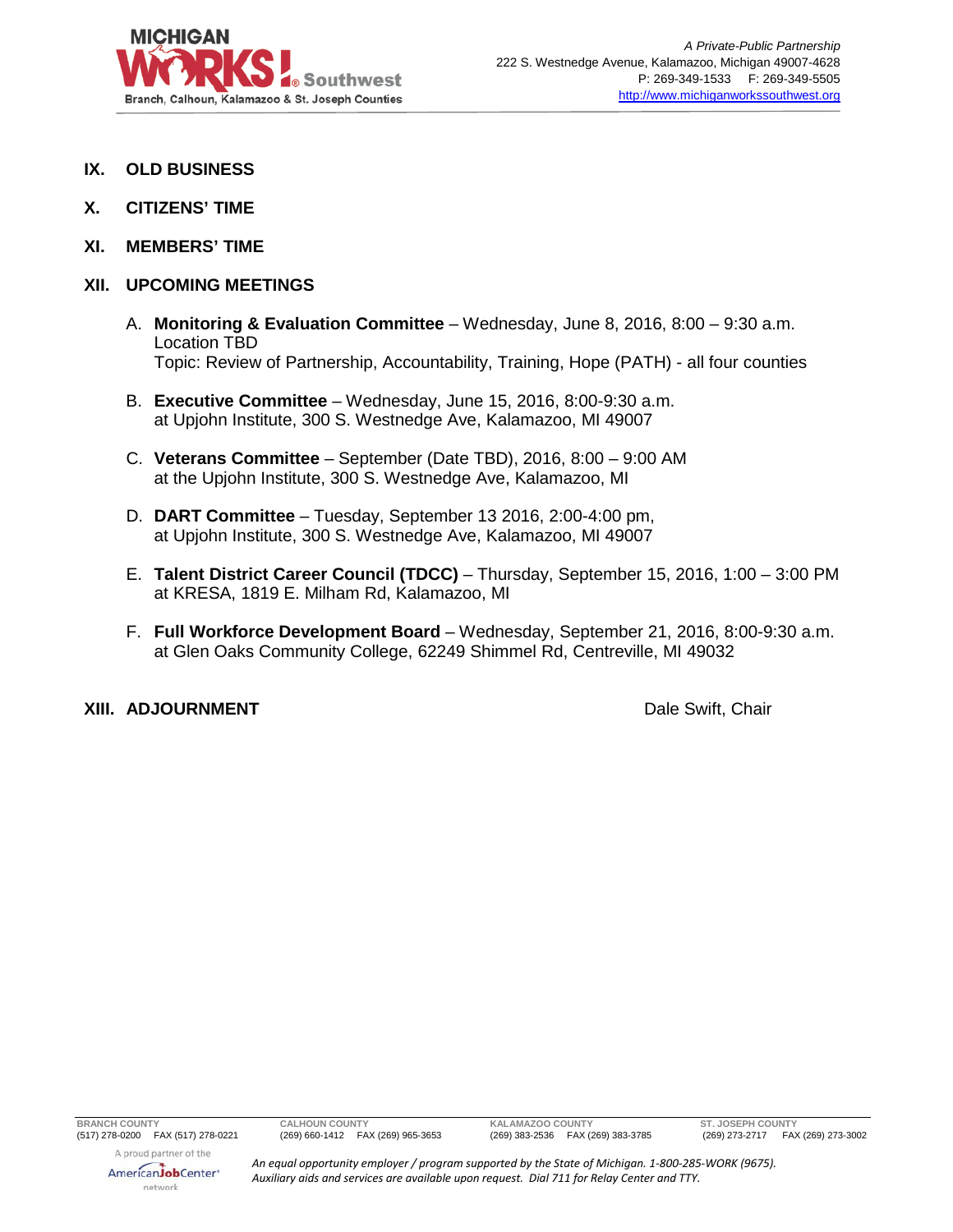## IX. OLD BUSINESS

## X. CITIZENS' TIME

## XI. MEMBERS' TIME

## XII. UPCOMING MEETINGS

A. **Monitoring & Evaluation Committee** – Wednesday, June 8, 2016, 8:00 – 9:30 a.m.
Location TBD
Topic: Review of Partnership, Accountability, Training, Hope (PATH) - all four counties

B. **Executive Committee** – Wednesday, June 15, 2016, 8:00-9:30 a.m.
at Upjohn Institute, 300 S. Westnedge Ave, Kalamazoo, MI 49007

C. **Veterans Committee** – September (Date TBD), 2016, 8:00 – 9:00 AM
at the Upjohn Institute, 300 S. Westnedge Ave, Kalamazoo, MI

D. **DART Committee** – Tuesday, September 13 2016, 2:00-4:00 pm,
at Upjohn Institute, 300 S. Westnedge Ave, Kalamazoo, MI 49007

E. **Talent District Career Council (TDCC)** – Thursday, September 15, 2016, 1:00 – 3:00 PM
at KRESA, 1819 E. Milham Rd, Kalamazoo, MI

F. **Full Workforce Development Board** – Wednesday, September 21, 2016, 8:00-9:30 a.m.
at Glen Oaks Community College, 62249 Shimmel Rd, Centreville, MI 49032

## XIII. ADJOURNMENT

Dale Swift, Chair